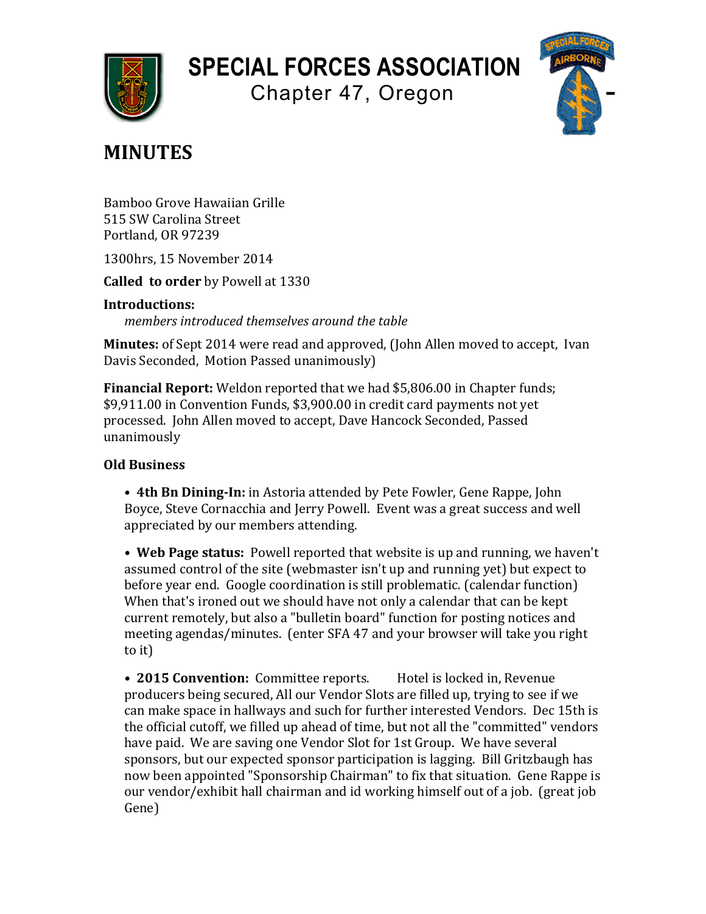# SPECIAL FORCES ASSOCIATION

Chapter 47, Oregon

## MINUTES

Bamboo Grove Hawaiian Grille
515 SW Carolina Street
Portland, OR 97239

1300hrs, 15 November 2014

**Called to order** by Powell at 1330

**Introductions:**
*members introduced themselves around the table*

**Minutes:** of Sept 2014 were read and approved, (John Allen moved to accept, Ivan Davis Seconded, Motion Passed unanimously)

**Financial Report:** Weldon reported that we had $5,806.00 in Chapter funds; $9,911.00 in Convention Funds, $3,900.00 in credit card payments not yet processed. John Allen moved to accept, Dave Hancock Seconded, Passed unanimously

**Old Business**

- **4th Bn Dining-In:** in Astoria attended by Pete Fowler, Gene Rappe, John Boyce, Steve Cornacchia and Jerry Powell. Event was a great success and well appreciated by our members attending.

- **Web Page status:** Powell reported that website is up and running, we haven't assumed control of the site (webmaster isn't up and running yet) but expect to before year end. Google coordination is still problematic. (calendar function) When that's ironed out we should have not only a calendar that can be kept current remotely, but also a "bulletin board" function for posting notices and meeting agendas/minutes. (enter SFA 47 and your browser will take you right to it)

- **2015 Convention:** Committee reports. Hotel is locked in, Revenue producers being secured, All our Vendor Slots are filled up, trying to see if we can make space in hallways and such for further interested Vendors. Dec 15th is the official cutoff, we filled up ahead of time, but not all the "committed" vendors have paid. We are saving one Vendor Slot for 1st Group. We have several sponsors, but our expected sponsor participation is lagging. Bill Gritzbaugh has now been appointed "Sponsorship Chairman" to fix that situation. Gene Rappe is our vendor/exhibit hall chairman and id working himself out of a job. (great job Gene)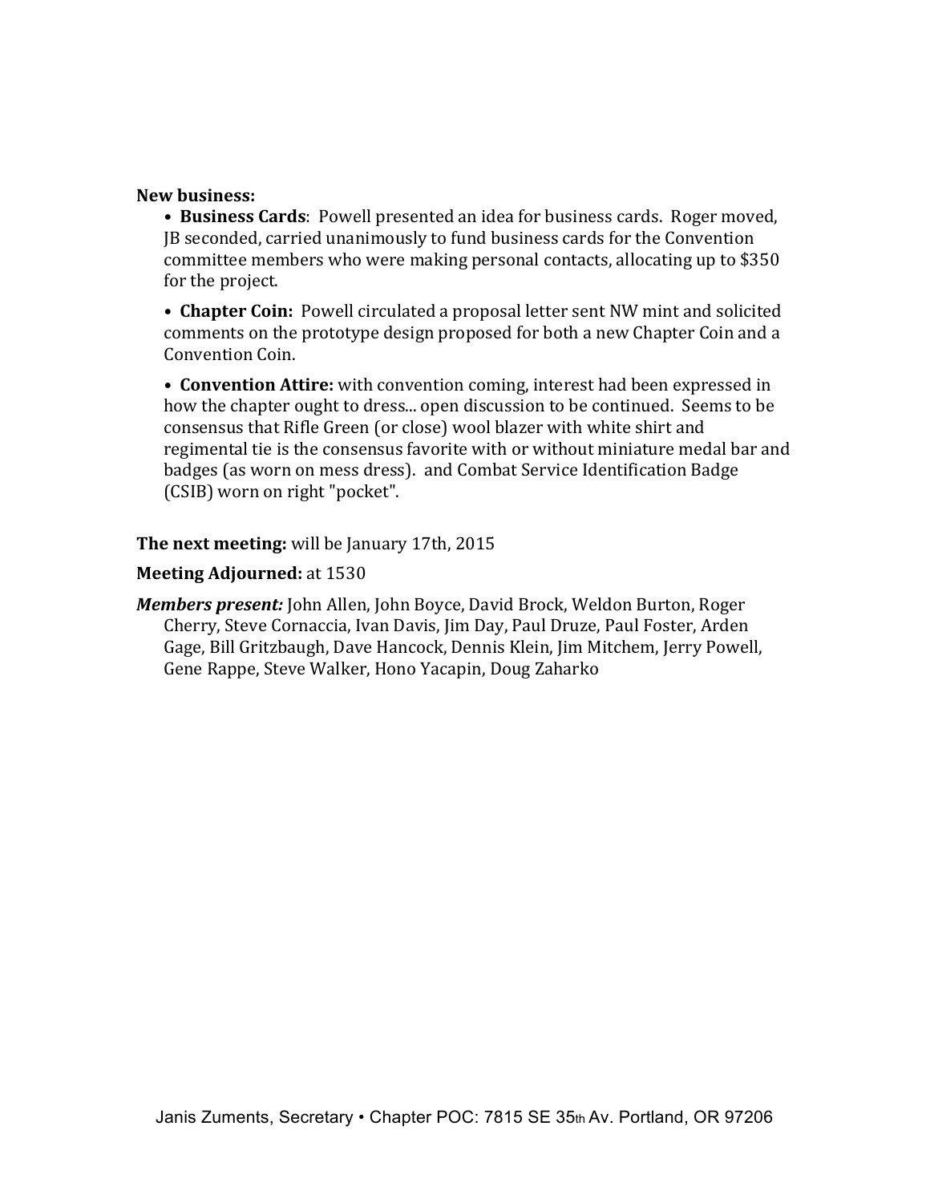**New business:**

- **Business Cards**: Powell presented an idea for business cards. Roger moved, JB seconded, carried unanimously to fund business cards for the Convention committee members who were making personal contacts, allocating up to $350 for the project.
- **Chapter Coin:** Powell circulated a proposal letter sent NW mint and solicited comments on the prototype design proposed for both a new Chapter Coin and a Convention Coin.
- **Convention Attire:** with convention coming, interest had been expressed in how the chapter ought to dress... open discussion to be continued. Seems to be consensus that Rifle Green (or close) wool blazer with white shirt and regimental tie is the consensus favorite with or without miniature medal bar and badges (as worn on mess dress). and Combat Service Identification Badge (CSIB) worn on right "pocket".

**The next meeting:** will be January 17th, 2015

**Meeting Adjourned:** at 1530

***Members present:*** John Allen, John Boyce, David Brock, Weldon Burton, Roger Cherry, Steve Cornaccia, Ivan Davis, Jim Day, Paul Druze, Paul Foster, Arden Gage, Bill Gritzbaugh, Dave Hancock, Dennis Klein, Jim Mitchem, Jerry Powell, Gene Rappe, Steve Walker, Hono Yacapin, Doug Zaharko

Janis Zuments, Secretary • Chapter POC: 7815 SE 35th Av. Portland, OR 97206